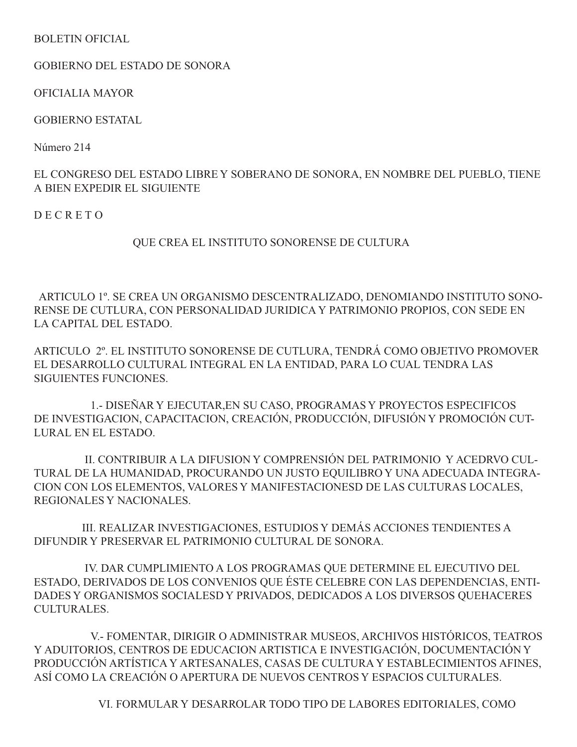BOLETIN OFICIAL

GOBIERNO DEL ESTADO DE SONORA

OFICIALIA MAYOR

GOBIERNO ESTATAL

Número 214

EL CONGRESO DEL ESTADO LIBRE Y SOBERANO DE SONORA, EN NOMBRE DEL PUEBLO, TIENE A BIEN EXPEDIR EL SIGUIENTE

D E C R E T O

QUE CREA EL INSTITUTO SONORENSE DE CULTURA

ARTICULO 1º. SE CREA UN ORGANISMO DESCENTRALIZADO, DENOMIANDO INSTITUTO SONORENSE DE CUTLURA, CON PERSONALIDAD JURIDICA Y PATRIMONIO PROPIOS, CON SEDE EN LA CAPITAL DEL ESTADO.

ARTICULO 2º. EL INSTITUTO SONORENSE DE CUTLURA, TENDRÁ COMO OBJETIVO PROMOVER EL DESARROLLO CULTURAL INTEGRAL EN LA ENTIDAD, PARA LO CUAL TENDRA LAS SIGUIENTES FUNCIONES.

1.- DISEÑAR Y EJECUTAR,EN SU CASO, PROGRAMAS Y PROYECTOS ESPECIFICOS DE INVESTIGACION, CAPACITACION, CREACIÓN, PRODUCCIÓN, DIFUSIÓN Y PROMOCIÓN CUTLURAL EN EL ESTADO.

II. CONTRIBUIR A LA DIFUSION Y COMPRENSIÓN DEL PATRIMONIO Y ACEDRVO CULTURAL DE LA HUMANIDAD, PROCURANDO UN JUSTO EQUILIBRO Y UNA ADECUADA INTEGRACION CON LOS ELEMENTOS, VALORES Y MANIFESTACIONESD DE LAS CULTURAS LOCALES, REGIONALES Y NACIONALES.

III. REALIZAR INVESTIGACIONES, ESTUDIOS Y DEMÁS ACCIONES TENDIENTES A DIFUNDIR Y PRESERVAR EL PATRIMONIO CULTURAL DE SONORA.

IV. DAR CUMPLIMIENTO A LOS PROGRAMAS QUE DETERMINE EL EJECUTIVO DEL ESTADO, DERIVADOS DE LOS CONVENIOS QUE ÉSTE CELEBRE CON LAS DEPENDENCIAS, ENTIDADES Y ORGANISMOS SOCIALESD Y PRIVADOS, DEDICADOS A LOS DIVERSOS QUEHACERES CULTURALES.

V.- FOMENTAR, DIRIGIR O ADMINISTRAR MUSEOS, ARCHIVOS HISTÓRICOS, TEATROS Y ADUITORIOS, CENTROS DE EDUCACION ARTISTICA E INVESTIGACIÓN, DOCUMENTACIÓN Y PRODUCCIÓN ARTÍSTICA Y ARTESANALES, CASAS DE CULTURA Y ESTABLECIMIENTOS AFINES, ASÍ COMO LA CREACIÓN O APERTURA DE NUEVOS CENTROS Y ESPACIOS CULTURALES.

VI. FORMULAR Y DESARROLAR TODO TIPO DE LABORES EDITORIALES, COMO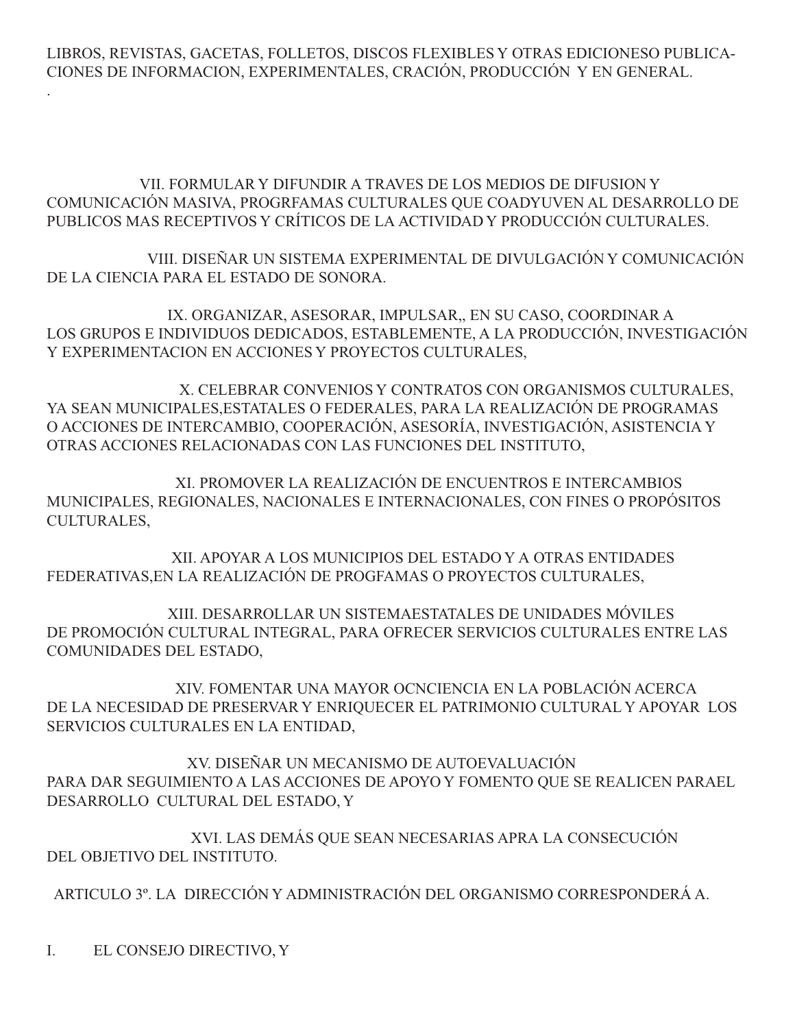LIBROS, REVISTAS, GACETAS, FOLLETOS, DISCOS FLEXIBLES Y OTRAS EDICIONESO PUBLICACIONES DE INFORMACION, EXPERIMENTALES, CRACIÓN, PRODUCCIÓN Y EN GENERAL.

.

VII. FORMULAR Y DIFUNDIR A TRAVES DE LOS MEDIOS DE DIFUSION Y COMUNICACIÓN MASIVA, PROGRFAMAS CULTURALES QUE COADYUVEN AL DESARROLLO DE PUBLICOS MAS RECEPTIVOS Y CRÍTICOS DE LA ACTIVIDAD Y PRODUCCIÓN CULTURALES.

VIII. DISEÑAR UN SISTEMA EXPERIMENTAL DE DIVULGACIÓN Y COMUNICACIÓN DE LA CIENCIA PARA EL ESTADO DE SONORA.

IX. ORGANIZAR, ASESORAR, IMPULSAR,, EN SU CASO, COORDINAR A LOS GRUPOS E INDIVIDUOS DEDICADOS, ESTABLEMENTE, A LA PRODUCCIÓN, INVESTIGACIÓN Y EXPERIMENTACION EN ACCIONES Y PROYECTOS CULTURALES,

X. CELEBRAR CONVENIOS Y CONTRATOS CON ORGANISMOS CULTURALES, YA SEAN MUNICIPALES,ESTATALES O FEDERALES, PARA LA REALIZACIÓN DE PROGRAMAS O ACCIONES DE INTERCAMBIO, COOPERACIÓN, ASESORÍA, INVESTIGACIÓN, ASISTENCIA Y OTRAS ACCIONES RELACIONADAS CON LAS FUNCIONES DEL INSTITUTO,

XI. PROMOVER LA REALIZACIÓN DE ENCUENTROS E INTERCAMBIOS MUNICIPALES, REGIONALES, NACIONALES E INTERNACIONALES, CON FINES O PROPÓSITOS CULTURALES,

XII. APOYAR A LOS MUNICIPIOS DEL ESTADO Y A OTRAS ENTIDADES FEDERATIVAS,EN LA REALIZACIÓN DE PROGFAMAS O PROYECTOS CULTURALES,

XIII. DESARROLLAR UN SISTEMAESTATALES DE UNIDADES MÓVILES DE PROMOCIÓN CULTURAL INTEGRAL, PARA OFRECER SERVICIOS CULTURALES ENTRE LAS COMUNIDADES DEL ESTADO,

XIV. FOMENTAR UNA MAYOR OCNCIENCIA EN LA POBLACIÓN ACERCA DE LA NECESIDAD DE PRESERVAR Y ENRIQUECER EL PATRIMONIO CULTURAL Y APOYAR LOS SERVICIOS CULTURALES EN LA ENTIDAD,

XV. DISEÑAR UN MECANISMO DE AUTOEVALUACIÓN PARA DAR SEGUIMIENTO A LAS ACCIONES DE APOYO Y FOMENTO QUE SE REALICEN PARAEL DESARROLLO CULTURAL DEL ESTADO, Y

XVI. LAS DEMÁS QUE SEAN NECESARIAS APRA LA CONSECUCIÓN DEL OBJETIVO DEL INSTITUTO.

ARTICULO 3º. LA DIRECCIÓN Y ADMINISTRACIÓN DEL ORGANISMO CORRESPONDERÁ A.

I. EL CONSEJO DIRECTIVO, Y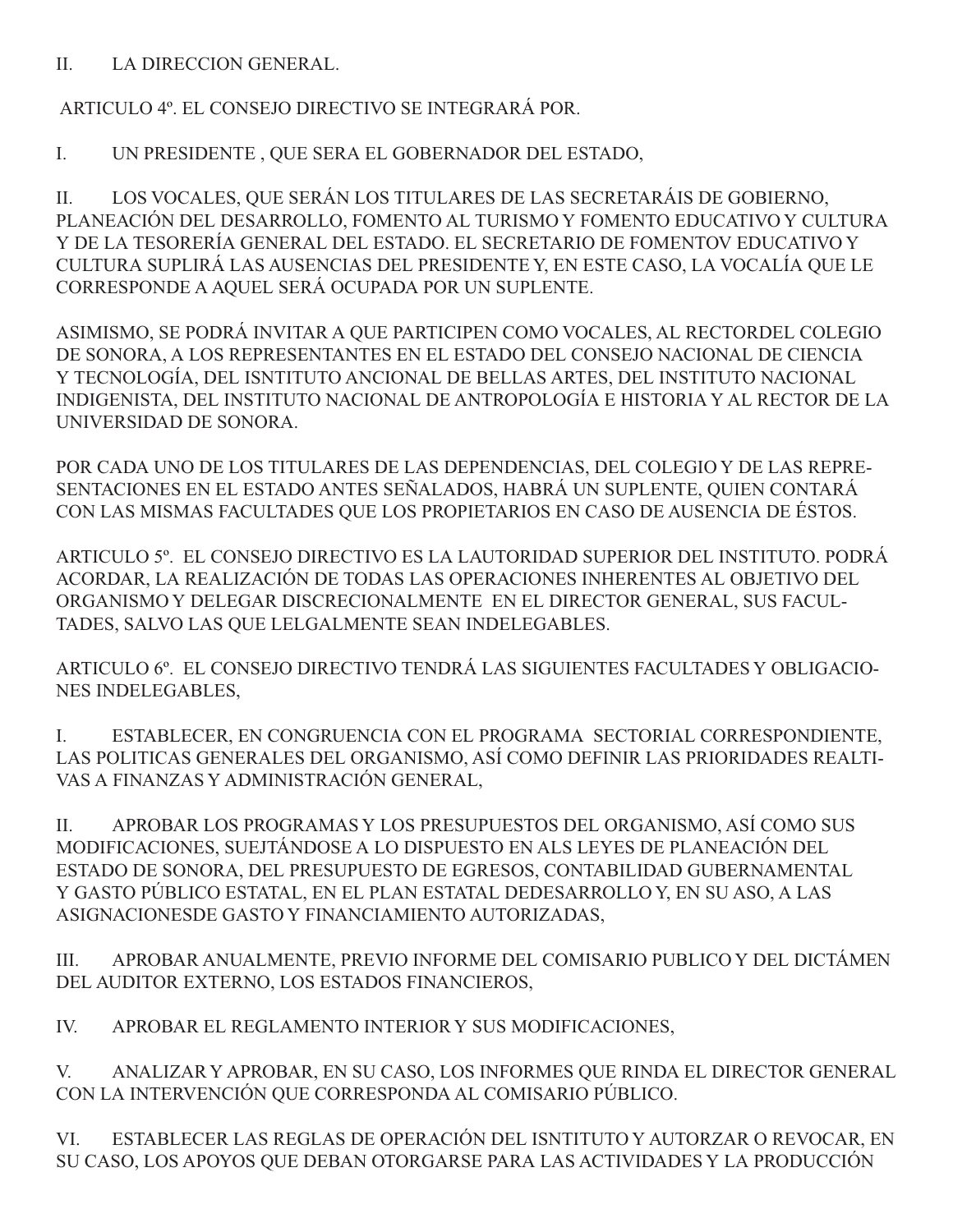II. LA DIRECCION GENERAL.

ARTICULO 4º. EL CONSEJO DIRECTIVO SE INTEGRARÁ POR.

I. UN PRESIDENTE , QUE SERA EL GOBERNADOR DEL ESTADO,

II. LOS VOCALES, QUE SERÁN LOS TITULARES DE LAS SECRETARÁIS DE GOBIERNO, PLANEACIÓN DEL DESARROLLO, FOMENTO AL TURISMO Y FOMENTO EDUCATIVO Y CULTURA Y DE LA TESORERÍA GENERAL DEL ESTADO. EL SECRETARIO DE FOMENTOV EDUCATIVO Y CULTURA SUPLIRÁ LAS AUSENCIAS DEL PRESIDENTE Y, EN ESTE CASO, LA VOCALÍA QUE LE CORRESPONDE A AQUEL SERÁ OCUPADA POR UN SUPLENTE.

ASIMISMO, SE PODRÁ INVITAR A QUE PARTICIPEN COMO VOCALES, AL RECTORDEL COLEGIO DE SONORA, A LOS REPRESENTANTES EN EL ESTADO DEL CONSEJO NACIONAL DE CIENCIA Y TECNOLOGÍA, DEL ISNTITUTO ANCIONAL DE BELLAS ARTES, DEL INSTITUTO NACIONAL INDIGENISTA, DEL INSTITUTO NACIONAL DE ANTROPOLOGÍA E HISTORIA Y AL RECTOR DE LA UNIVERSIDAD DE SONORA.

POR CADA UNO DE LOS TITULARES DE LAS DEPENDENCIAS, DEL COLEGIO Y DE LAS REPRESENTACIONES EN EL ESTADO ANTES SEÑALADOS, HABRÁ UN SUPLENTE, QUIEN CONTARÁ CON LAS MISMAS FACULTADES QUE LOS PROPIETARIOS EN CASO DE AUSENCIA DE ÉSTOS.

ARTICULO 5º. EL CONSEJO DIRECTIVO ES LA LAUTORIDAD SUPERIOR DEL INSTITUTO. PODRÁ ACORDAR, LA REALIZACIÓN DE TODAS LAS OPERACIONES INHERENTES AL OBJETIVO DEL ORGANISMO Y DELEGAR DISCRECIONALMENTE EN EL DIRECTOR GENERAL, SUS FACULTADES, SALVO LAS QUE LELGALMENTE SEAN INDELEGABLES.

ARTICULO 6º. EL CONSEJO DIRECTIVO TENDRÁ LAS SIGUIENTES FACULTADES Y OBLIGACIONES INDELEGABLES,

I. ESTABLECER, EN CONGRUENCIA CON EL PROGRAMA SECTORIAL CORRESPONDIENTE, LAS POLITICAS GENERALES DEL ORGANISMO, ASÍ COMO DEFINIR LAS PRIORIDADES REALTIVAS A FINANZAS Y ADMINISTRACIÓN GENERAL,

II. APROBAR LOS PROGRAMAS Y LOS PRESUPUESTOS DEL ORGANISMO, ASÍ COMO SUS MODIFICACIONES, SUEJTÁNDOSE A LO DISPUESTO EN ALS LEYES DE PLANEACIÓN DEL ESTADO DE SONORA, DEL PRESUPUESTO DE EGRESOS, CONTABILIDAD GUBERNAMENTAL Y GASTO PÚBLICO ESTATAL, EN EL PLAN ESTATAL DEDESARROLLO Y, EN SU ASO, A LAS ASIGNACIONESDE GASTO Y FINANCIAMIENTO AUTORIZADAS,

III. APROBAR ANUALMENTE, PREVIO INFORME DEL COMISARIO PUBLICO Y DEL DICTÁMEN DEL AUDITOR EXTERNO, LOS ESTADOS FINANCIEROS,

IV. APROBAR EL REGLAMENTO INTERIOR Y SUS MODIFICACIONES,

V. ANALIZAR Y APROBAR, EN SU CASO, LOS INFORMES QUE RINDA EL DIRECTOR GENERAL CON LA INTERVENCIÓN QUE CORRESPONDA AL COMISARIO PÚBLICO.

VI. ESTABLECER LAS REGLAS DE OPERACIÓN DEL ISNTITUTO Y AUTORZAR O REVOCAR, EN SU CASO, LOS APOYOS QUE DEBAN OTORGARSE PARA LAS ACTIVIDADES Y LA PRODUCCIÓN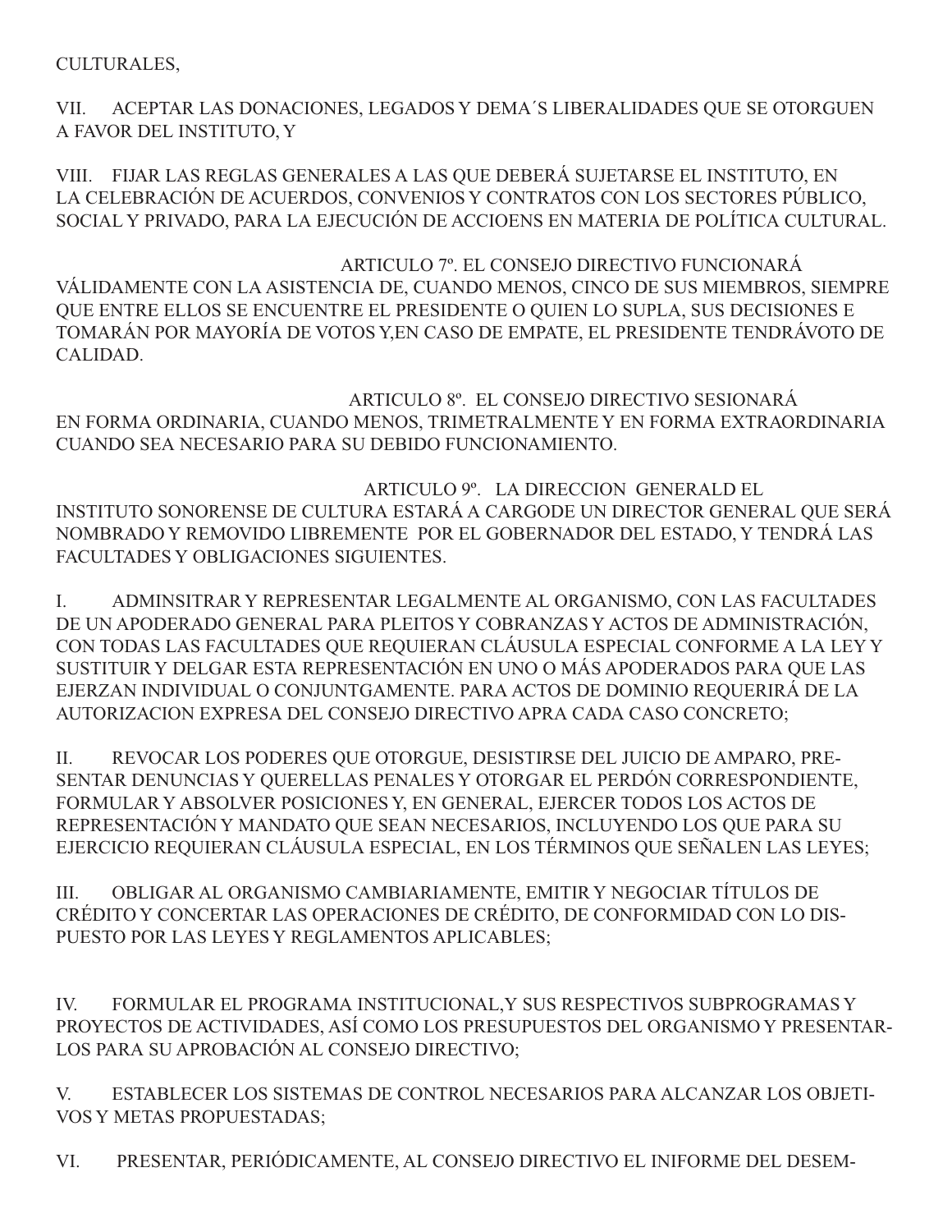CULTURALES,

VII. ACEPTAR LAS DONACIONES, LEGADOS Y DEMA´S LIBERALIDADES QUE SE OTORGUEN A FAVOR DEL INSTITUTO, Y

VIII. FIJAR LAS REGLAS GENERALES A LAS QUE DEBERÁ SUJETARSE EL INSTITUTO, EN LA CELEBRACIÓN DE ACUERDOS, CONVENIOS Y CONTRATOS CON LOS SECTORES PÚBLICO, SOCIAL Y PRIVADO, PARA LA EJECUCIÓN DE ACCIOENS EN MATERIA DE POLÍTICA CULTURAL.

ARTICULO 7º. EL CONSEJO DIRECTIVO FUNCIONARÁ VÁLIDAMENTE CON LA ASISTENCIA DE, CUANDO MENOS, CINCO DE SUS MIEMBROS, SIEMPRE QUE ENTRE ELLOS SE ENCUENTRE EL PRESIDENTE O QUIEN LO SUPLA, SUS DECISIONES E TOMARÁN POR MAYORÍA DE VOTOS Y,EN CASO DE EMPATE, EL PRESIDENTE TENDRÁVOTO DE CALIDAD.

ARTICULO 8º. EL CONSEJO DIRECTIVO SESIONARÁ EN FORMA ORDINARIA, CUANDO MENOS, TRIMETRALMENTE Y EN FORMA EXTRAORDINARIA CUANDO SEA NECESARIO PARA SU DEBIDO FUNCIONAMIENTO.

ARTICULO 9º. LA DIRECCION GENERALD EL INSTITUTO SONORENSE DE CULTURA ESTARÁ A CARGODE UN DIRECTOR GENERAL QUE SERÁ NOMBRADO Y REMOVIDO LIBREMENTE POR EL GOBERNADOR DEL ESTADO, Y TENDRÁ LAS FACULTADES Y OBLIGACIONES SIGUIENTES.

I. ADMINSITRAR Y REPRESENTAR LEGALMENTE AL ORGANISMO, CON LAS FACULTADES DE UN APODERADO GENERAL PARA PLEITOS Y COBRANZAS Y ACTOS DE ADMINISTRACIÓN, CON TODAS LAS FACULTADES QUE REQUIERAN CLÁUSULA ESPECIAL CONFORME A LA LEY Y SUSTITUIR Y DELGAR ESTA REPRESENTACIÓN EN UNO O MÁS APODERADOS PARA QUE LAS EJERZAN INDIVIDUAL O CONJUNTGAMENTE. PARA ACTOS DE DOMINIO REQUERIRÁ DE LA AUTORIZACION EXPRESA DEL CONSEJO DIRECTIVO APRA CADA CASO CONCRETO;

II. REVOCAR LOS PODERES QUE OTORGUE, DESISTIRSE DEL JUICIO DE AMPARO, PRESENTAR DENUNCIAS Y QUERELLAS PENALES Y OTORGAR EL PERDÓN CORRESPONDIENTE, FORMULAR Y ABSOLVER POSICIONES Y, EN GENERAL, EJERCER TODOS LOS ACTOS DE REPRESENTACIÓN Y MANDATO QUE SEAN NECESARIOS, INCLUYENDO LOS QUE PARA SU EJERCICIO REQUIERAN CLÁUSULA ESPECIAL, EN LOS TÉRMINOS QUE SEÑALEN LAS LEYES;

III. OBLIGAR AL ORGANISMO CAMBIARIAMENTE, EMITIR Y NEGOCIAR TÍTULOS DE CRÉDITO Y CONCERTAR LAS OPERACIONES DE CRÉDITO, DE CONFORMIDAD CON LO DISPUESTO POR LAS LEYES Y REGLAMENTOS APLICABLES;

IV. FORMULAR EL PROGRAMA INSTITUCIONAL,Y SUS RESPECTIVOS SUBPROGRAMAS Y PROYECTOS DE ACTIVIDADES, ASÍ COMO LOS PRESUPUESTOS DEL ORGANISMO Y PRESENTARLOS PARA SU APROBACIÓN AL CONSEJO DIRECTIVO;

V. ESTABLECER LOS SISTEMAS DE CONTROL NECESARIOS PARA ALCANZAR LOS OBJETIVOS Y METAS PROPUESTADAS;

VI. PRESENTAR, PERIÓDICAMENTE, AL CONSEJO DIRECTIVO EL INIFORME DEL DESEM-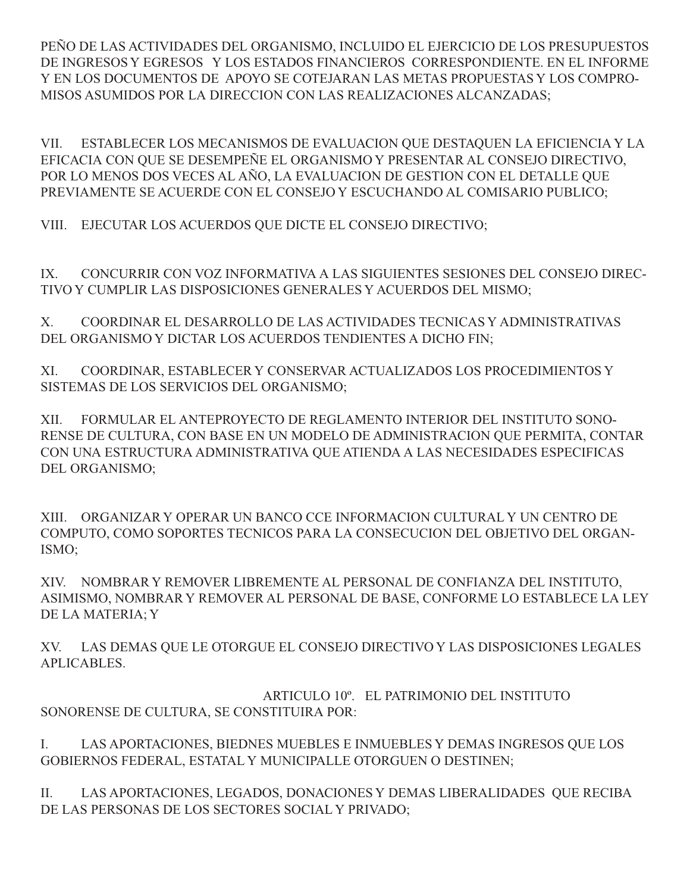PEÑO DE LAS ACTIVIDADES DEL ORGANISMO, INCLUIDO EL EJERCICIO DE LOS PRESUPUESTOS DE INGRESOS Y EGRESOS Y LOS ESTADOS FINANCIEROS CORRESPONDIENTE. EN EL INFORME Y EN LOS DOCUMENTOS DE APOYO SE COTEJARAN LAS METAS PROPUESTAS Y LOS COMPROMISOS ASUMIDOS POR LA DIRECCION CON LAS REALIZACIONES ALCANZADAS;

VII. ESTABLECER LOS MECANISMOS DE EVALUACION QUE DESTAQUEN LA EFICIENCIA Y LA EFICACIA CON QUE SE DESEMPEÑE EL ORGANISMO Y PRESENTAR AL CONSEJO DIRECTIVO, POR LO MENOS DOS VECES AL AÑO, LA EVALUACION DE GESTION CON EL DETALLE QUE PREVIAMENTE SE ACUERDE CON EL CONSEJO Y ESCUCHANDO AL COMISARIO PUBLICO;

VIII. EJECUTAR LOS ACUERDOS QUE DICTE EL CONSEJO DIRECTIVO;

IX. CONCURRIR CON VOZ INFORMATIVA A LAS SIGUIENTES SESIONES DEL CONSEJO DIRECTIVO Y CUMPLIR LAS DISPOSICIONES GENERALES Y ACUERDOS DEL MISMO;

X. COORDINAR EL DESARROLLO DE LAS ACTIVIDADES TECNICAS Y ADMINISTRATIVAS DEL ORGANISMO Y DICTAR LOS ACUERDOS TENDIENTES A DICHO FIN;

XI. COORDINAR, ESTABLECER Y CONSERVAR ACTUALIZADOS LOS PROCEDIMIENTOS Y SISTEMAS DE LOS SERVICIOS DEL ORGANISMO;

XII. FORMULAR EL ANTEPROYECTO DE REGLAMENTO INTERIOR DEL INSTITUTO SONORENSE DE CULTURA, CON BASE EN UN MODELO DE ADMINISTRACION QUE PERMITA, CONTAR CON UNA ESTRUCTURA ADMINISTRATIVA QUE ATIENDA A LAS NECESIDADES ESPECIFICAS DEL ORGANISMO;

XIII. ORGANIZAR Y OPERAR UN BANCO CCE INFORMACION CULTURAL Y UN CENTRO DE COMPUTO, COMO SOPORTES TECNICOS PARA LA CONSECUCION DEL OBJETIVO DEL ORGANISMO;

XIV. NOMBRAR Y REMOVER LIBREMENTE AL PERSONAL DE CONFIANZA DEL INSTITUTO, ASIMISMO, NOMBRAR Y REMOVER AL PERSONAL DE BASE, CONFORME LO ESTABLECE LA LEY DE LA MATERIA; Y

XV. LAS DEMAS QUE LE OTORGUE EL CONSEJO DIRECTIVO Y LAS DISPOSICIONES LEGALES APLICABLES.

ARTICULO 10º. EL PATRIMONIO DEL INSTITUTO SONORENSE DE CULTURA, SE CONSTITUIRA POR:

I. LAS APORTACIONES, BIEDNES MUEBLES E INMUEBLES Y DEMAS INGRESOS QUE LOS GOBIERNOS FEDERAL, ESTATAL Y MUNICIPALLE OTORGUEN O DESTINEN;

II. LAS APORTACIONES, LEGADOS, DONACIONES Y DEMAS LIBERALIDADES QUE RECIBA DE LAS PERSONAS DE LOS SECTORES SOCIAL Y PRIVADO;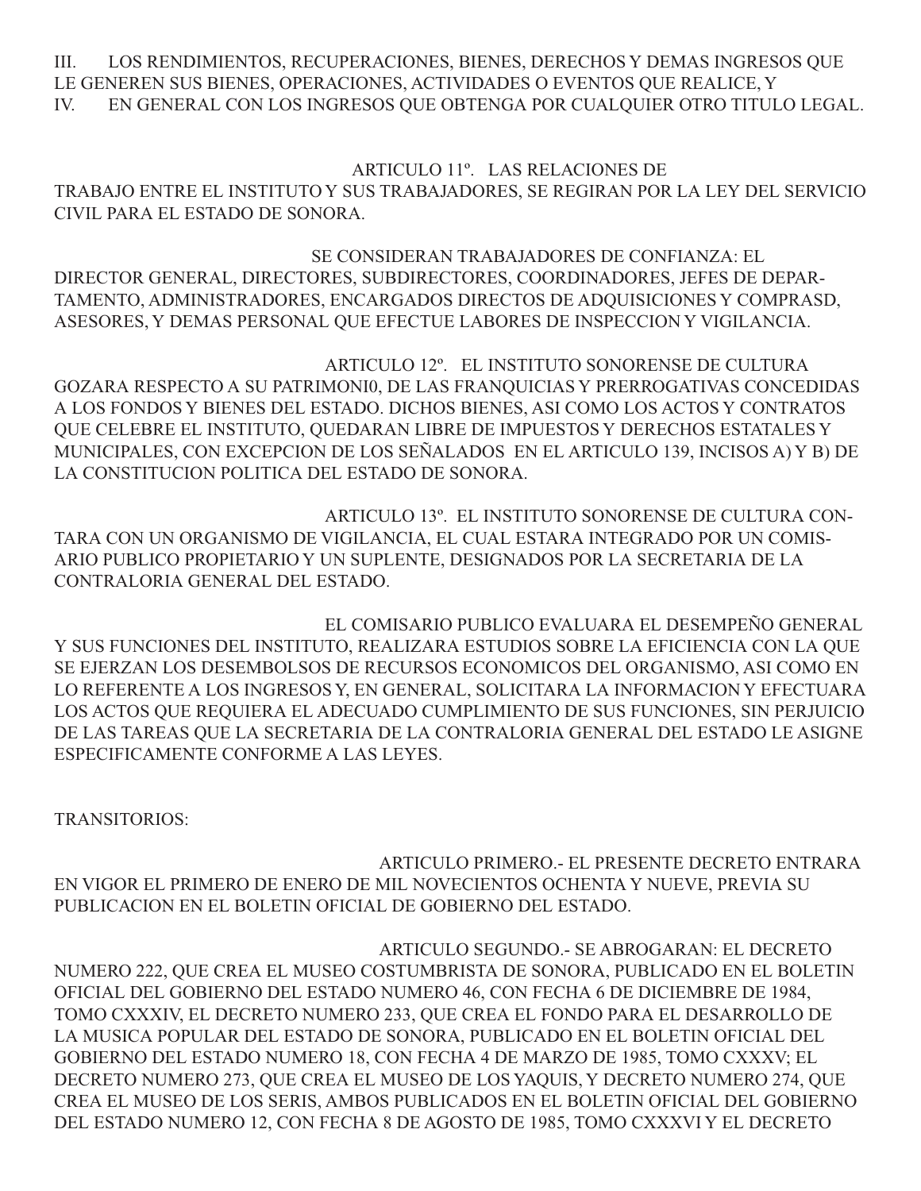III. LOS RENDIMIENTOS, RECUPERACIONES, BIENES, DERECHOS Y DEMAS INGRESOS QUE LE GENEREN SUS BIENES, OPERACIONES, ACTIVIDADES O EVENTOS QUE REALICE, Y

IV. EN GENERAL CON LOS INGRESOS QUE OBTENGA POR CUALQUIER OTRO TITULO LEGAL.

ARTICULO 11º. LAS RELACIONES DE TRABAJO ENTRE EL INSTITUTO Y SUS TRABAJADORES, SE REGIRAN POR LA LEY DEL SERVICIO CIVIL PARA EL ESTADO DE SONORA.

SE CONSIDERAN TRABAJADORES DE CONFIANZA: EL DIRECTOR GENERAL, DIRECTORES, SUBDIRECTORES, COORDINADORES, JEFES DE DEPARTAMENTO, ADMINISTRADORES, ENCARGADOS DIRECTOS DE ADQUISICIONES Y COMPRASD, ASESORES, Y DEMAS PERSONAL QUE EFECTUE LABORES DE INSPECCION Y VIGILANCIA.

ARTICULO 12º. EL INSTITUTO SONORENSE DE CULTURA GOZARA RESPECTO A SU PATRIMONI0, DE LAS FRANQUICIAS Y PRERROGATIVAS CONCEDIDAS A LOS FONDOS Y BIENES DEL ESTADO. DICHOS BIENES, ASI COMO LOS ACTOS Y CONTRATOS QUE CELEBRE EL INSTITUTO, QUEDARAN LIBRE DE IMPUESTOS Y DERECHOS ESTATALES Y MUNICIPALES, CON EXCEPCION DE LOS SEÑALADOS EN EL ARTICULO 139, INCISOS A) Y B) DE LA CONSTITUCION POLITICA DEL ESTADO DE SONORA.

ARTICULO 13º. EL INSTITUTO SONORENSE DE CULTURA CONTARA CON UN ORGANISMO DE VIGILANCIA, EL CUAL ESTARA INTEGRADO POR UN COMISARIO PUBLICO PROPIETARIO Y UN SUPLENTE, DESIGNADOS POR LA SECRETARIA DE LA CONTRALORIA GENERAL DEL ESTADO.

EL COMISARIO PUBLICO EVALUARA EL DESEMPEÑO GENERAL Y SUS FUNCIONES DEL INSTITUTO, REALIZARA ESTUDIOS SOBRE LA EFICIENCIA CON LA QUE SE EJERZAN LOS DESEMBOLSOS DE RECURSOS ECONOMICOS DEL ORGANISMO, ASI COMO EN LO REFERENTE A LOS INGRESOS Y, EN GENERAL, SOLICITARA LA INFORMACION Y EFECTUARA LOS ACTOS QUE REQUIERA EL ADECUADO CUMPLIMIENTO DE SUS FUNCIONES, SIN PERJUICIO DE LAS TAREAS QUE LA SECRETARIA DE LA CONTRALORIA GENERAL DEL ESTADO LE ASIGNE ESPECIFICAMENTE CONFORME A LAS LEYES.

TRANSITORIOS:

ARTICULO PRIMERO.- EL PRESENTE DECRETO ENTRARA EN VIGOR EL PRIMERO DE ENERO DE MIL NOVECIENTOS OCHENTA Y NUEVE, PREVIA SU PUBLICACION EN EL BOLETIN OFICIAL DE GOBIERNO DEL ESTADO.

ARTICULO SEGUNDO.- SE ABROGARAN: EL DECRETO NUMERO 222, QUE CREA EL MUSEO COSTUMBRISTA DE SONORA, PUBLICADO EN EL BOLETIN OFICIAL DEL GOBIERNO DEL ESTADO NUMERO 46, CON FECHA 6 DE DICIEMBRE DE 1984, TOMO CXXXIV, EL DECRETO NUMERO 233, QUE CREA EL FONDO PARA EL DESARROLLO DE LA MUSICA POPULAR DEL ESTADO DE SONORA, PUBLICADO EN EL BOLETIN OFICIAL DEL GOBIERNO DEL ESTADO NUMERO 18, CON FECHA 4 DE MARZO DE 1985, TOMO CXXXV; EL DECRETO NUMERO 273, QUE CREA EL MUSEO DE LOS YAQUIS, Y DECRETO NUMERO 274, QUE CREA EL MUSEO DE LOS SERIS, AMBOS PUBLICADOS EN EL BOLETIN OFICIAL DEL GOBIERNO DEL ESTADO NUMERO 12, CON FECHA 8 DE AGOSTO DE 1985, TOMO CXXXVI Y EL DECRETO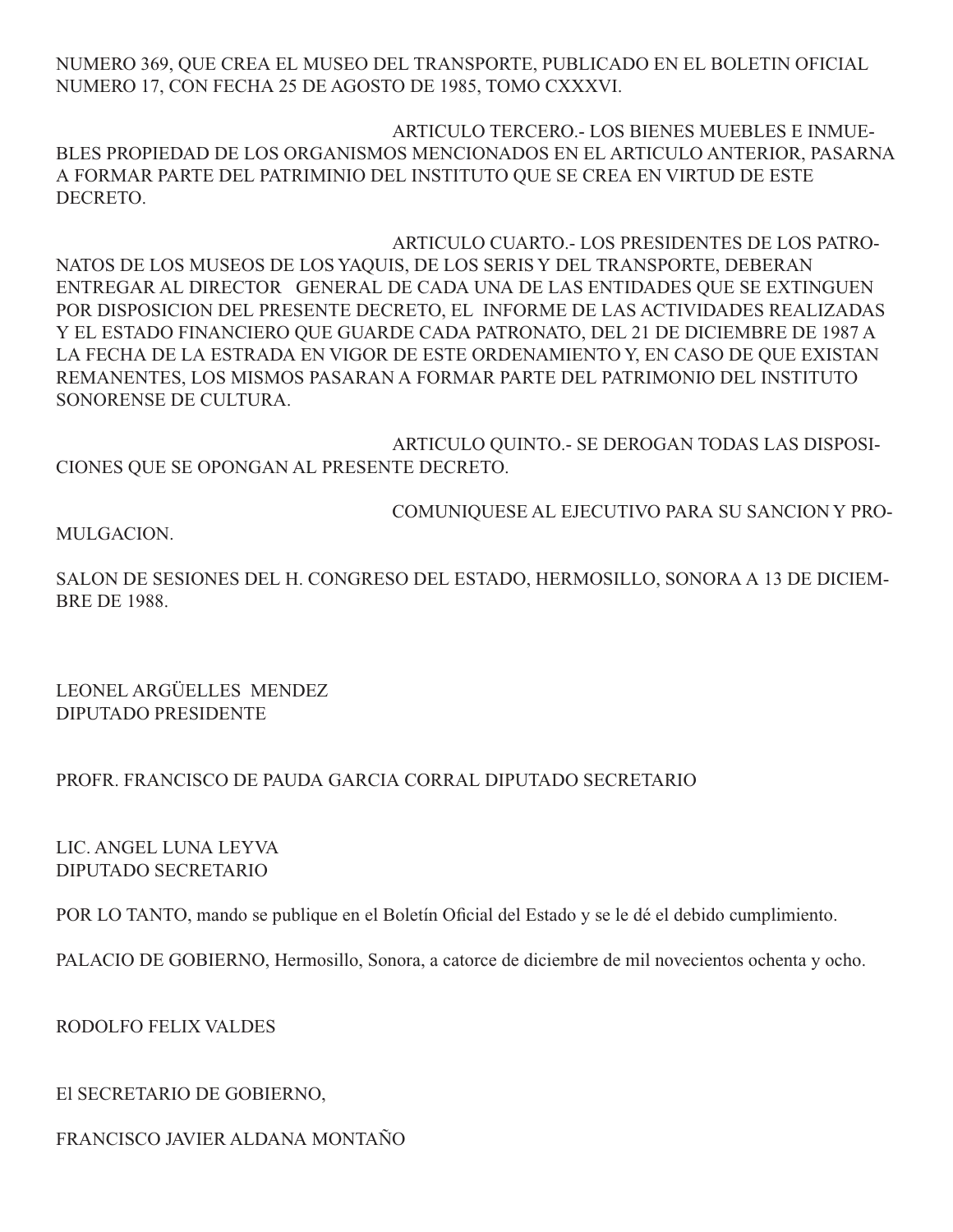NUMERO 369, QUE CREA EL MUSEO DEL TRANSPORTE, PUBLICADO EN EL BOLETIN OFICIAL NUMERO 17, CON FECHA 25 DE AGOSTO DE 1985, TOMO CXXXVI.

ARTICULO TERCERO.- LOS BIENES MUEBLES E INMUEBLES PROPIEDAD DE LOS ORGANISMOS MENCIONADOS EN EL ARTICULO ANTERIOR, PASARNA A FORMAR PARTE DEL PATRIMINIO DEL INSTITUTO QUE SE CREA EN VIRTUD DE ESTE DECRETO.

ARTICULO CUARTO.- LOS PRESIDENTES DE LOS PATRONATOS DE LOS MUSEOS DE LOS YAQUIS, DE LOS SERIS Y DEL TRANSPORTE, DEBERAN ENTREGAR AL DIRECTOR GENERAL DE CADA UNA DE LAS ENTIDADES QUE SE EXTINGUEN POR DISPOSICION DEL PRESENTE DECRETO, EL INFORME DE LAS ACTIVIDADES REALIZADAS Y EL ESTADO FINANCIERO QUE GUARDE CADA PATRONATO, DEL 21 DE DICIEMBRE DE 1987 A LA FECHA DE LA ESTRADA EN VIGOR DE ESTE ORDENAMIENTO Y, EN CASO DE QUE EXISTAN REMANENTES, LOS MISMOS PASARAN A FORMAR PARTE DEL PATRIMONIO DEL INSTITUTO SONORENSE DE CULTURA.

ARTICULO QUINTO.- SE DEROGAN TODAS LAS DISPOSICIONES QUE SE OPONGAN AL PRESENTE DECRETO.

COMUNIQUESE AL EJECUTIVO PARA SU SANCION Y PROMULGACION.

SALON DE SESIONES DEL H. CONGRESO DEL ESTADO, HERMOSILLO, SONORA A 13 DE DICIEMBRE DE 1988.

LEONEL ARGÜELLES MENDEZ
DIPUTADO PRESIDENTE

PROFR. FRANCISCO DE PAUDA GARCIA CORRAL DIPUTADO SECRETARIO

LIC. ANGEL LUNA LEYVA
DIPUTADO SECRETARIO

POR LO TANTO, mando se publique en el Boletín Oficial del Estado y se le dé el debido cumplimiento.

PALACIO DE GOBIERNO, Hermosillo, Sonora, a catorce de diciembre de mil novecientos ochenta y ocho.

RODOLFO FELIX VALDES

El SECRETARIO DE GOBIERNO,

FRANCISCO JAVIER ALDANA MONTAÑO